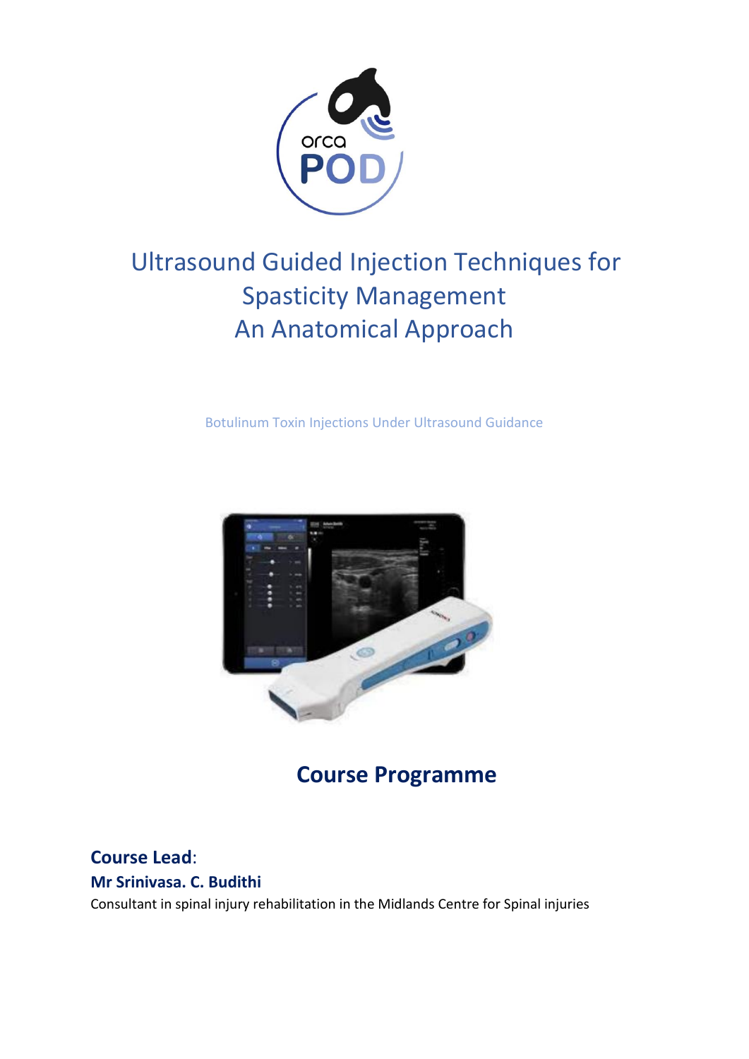# Ultrasound Guided Injection Techniques for Spasticity Management
# An Anatomical Approach

Botulinum Toxin Injections Under Ultrasound Guidance

## Course Programme

**Course Lead**:

**Mr Srinivasa. C. Budithi**

Consultant in spinal injury rehabilitation in the Midlands Centre for Spinal injuries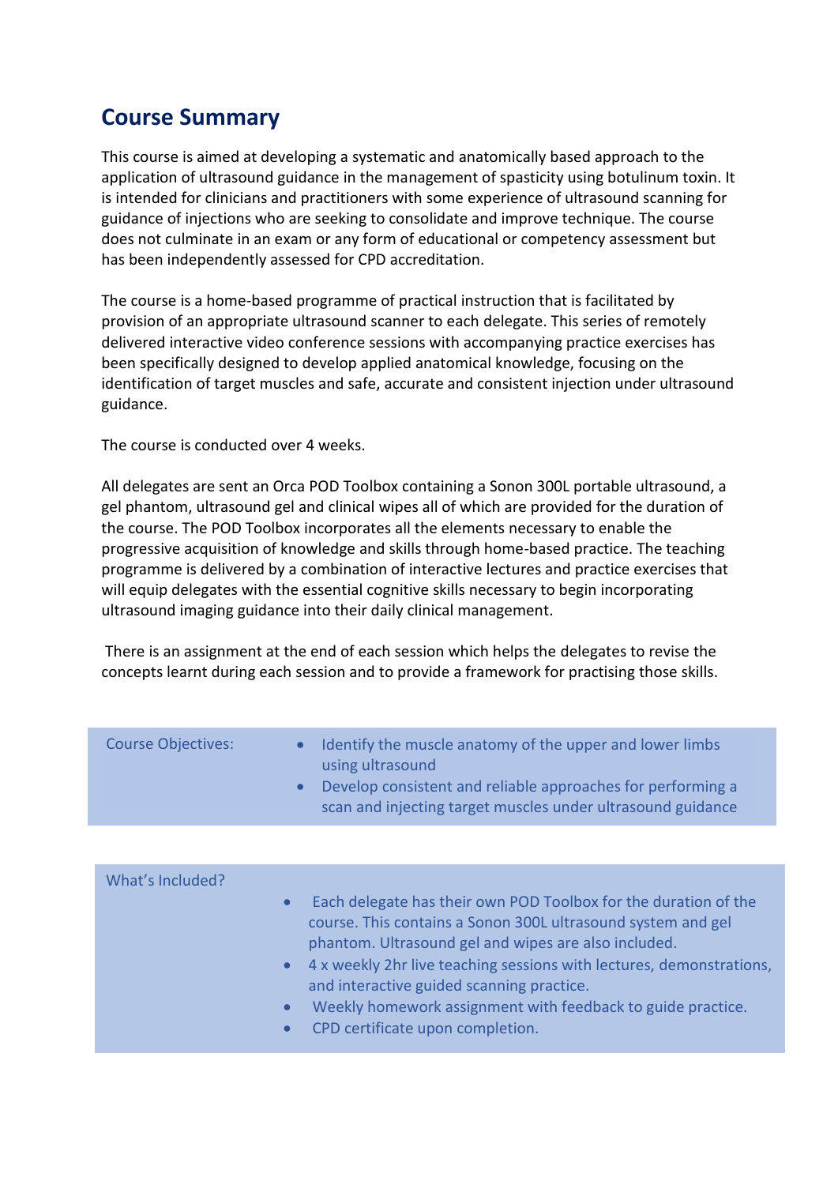## Course Summary

This course is aimed at developing a systematic and anatomically based approach to the application of ultrasound guidance in the management of spasticity using botulinum toxin. It is intended for clinicians and practitioners with some experience of ultrasound scanning for guidance of injections who are seeking to consolidate and improve technique. The course does not culminate in an exam or any form of educational or competency assessment but has been independently assessed for CPD accreditation.

The course is a home-based programme of practical instruction that is facilitated by provision of an appropriate ultrasound scanner to each delegate. This series of remotely delivered interactive video conference sessions with accompanying practice exercises has been specifically designed to develop applied anatomical knowledge, focusing on the identification of target muscles and safe, accurate and consistent injection under ultrasound guidance.

The course is conducted over 4 weeks.

All delegates are sent an Orca POD Toolbox containing a Sonon 300L portable ultrasound, a gel phantom, ultrasound gel and clinical wipes all of which are provided for the duration of the course. The POD Toolbox incorporates all the elements necessary to enable the progressive acquisition of knowledge and skills through home-based practice. The teaching programme is delivered by a combination of interactive lectures and practice exercises that will equip delegates with the essential cognitive skills necessary to begin incorporating ultrasound imaging guidance into their daily clinical management.

There is an assignment at the end of each session which helps the delegates to revise the concepts learnt during each session and to provide a framework for practising those skills.

| Course Objectives: | • Identify the muscle anatomy of the upper and lower limbs using ultrasound<br>• Develop consistent and reliable approaches for performing a scan and injecting target muscles under ultrasound guidance |
|---|---|

| What's Included? | • Each delegate has their own POD Toolbox for the duration of the course. This contains a Sonon 300L ultrasound system and gel phantom. Ultrasound gel and wipes are also included.<br>• 4 x weekly 2hr live teaching sessions with lectures, demonstrations, and interactive guided scanning practice.<br>• Weekly homework assignment with feedback to guide practice.<br>• CPD certificate upon completion. |
|---|---|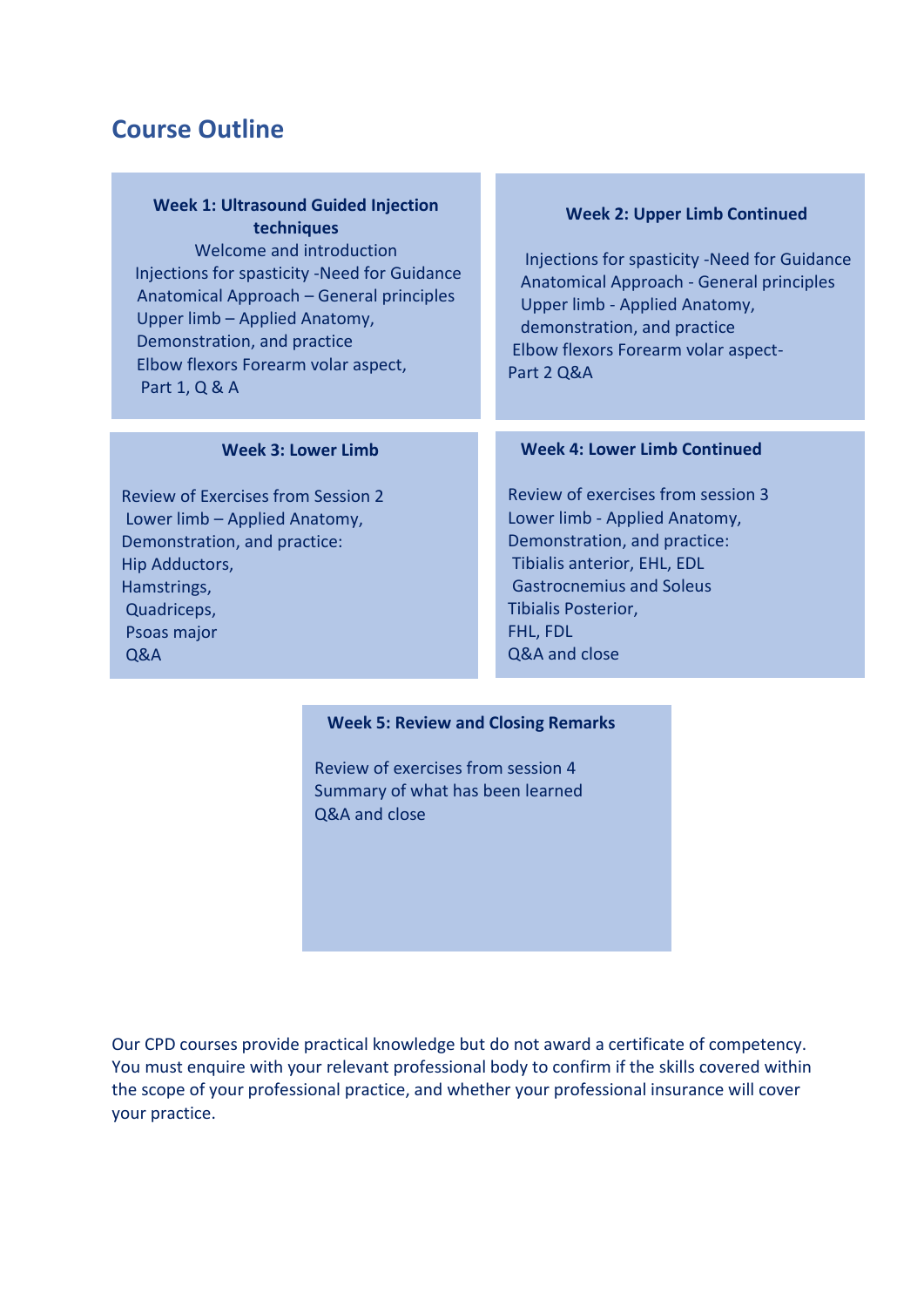# Course Outline

### Week 1: Ultrasound Guided Injection techniques

Welcome and introduction
Injections for spasticity -Need for Guidance
Anatomical Approach – General principles
Upper limb – Applied Anatomy,
Demonstration, and practice
Elbow flexors Forearm volar aspect,
Part 1, Q & A

### Week 2: Upper Limb Continued

Injections for spasticity -Need for Guidance
Anatomical Approach - General principles
Upper limb - Applied Anatomy,
demonstration, and practice
Elbow flexors Forearm volar aspect-
Part 2 Q&A

### Week 3: Lower Limb

Review of Exercises from Session 2
Lower limb – Applied Anatomy,
Demonstration, and practice:
Hip Adductors,
Hamstrings,
Quadriceps,
Psoas major
Q&A

### Week 4: Lower Limb Continued

Review of exercises from session 3
Lower limb - Applied Anatomy,
Demonstration, and practice:
Tibialis anterior, EHL, EDL
Gastrocnemius and Soleus
Tibialis Posterior,
FHL, FDL
Q&A and close

### Week 5: Review and Closing Remarks

Review of exercises from session 4
Summary of what has been learned
Q&A and close

Our CPD courses provide practical knowledge but do not award a certificate of competency. You must enquire with your relevant professional body to confirm if the skills covered within the scope of your professional practice, and whether your professional insurance will cover your practice.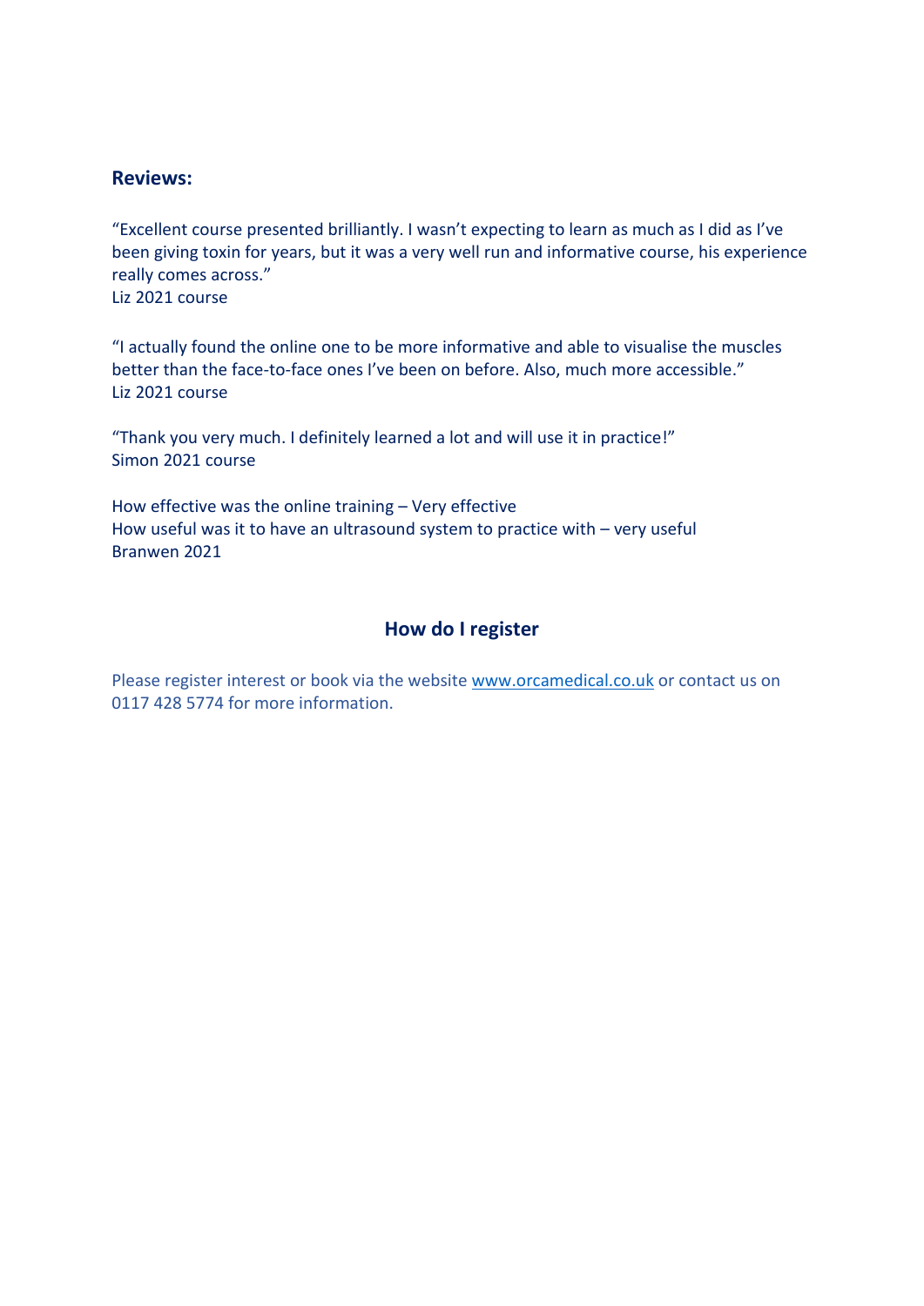## Reviews:

"Excellent course presented brilliantly. I wasn't expecting to learn as much as I did as I've been giving toxin for years, but it was a very well run and informative course, his experience really comes across."
Liz 2021 course

"I actually found the online one to be more informative and able to visualise the muscles better than the face-to-face ones I've been on before. Also, much more accessible."
Liz 2021 course

"Thank you very much. I definitely learned a lot and will use it in practice!"
Simon 2021 course

How effective was the online training – Very effective
How useful was it to have an ultrasound system to practice with – very useful
Branwen 2021

## How do I register

Please register interest or book via the website [www.orcamedical.co.uk](http://www.orcamedical.co.uk) or contact us on 0117 428 5774 for more information.